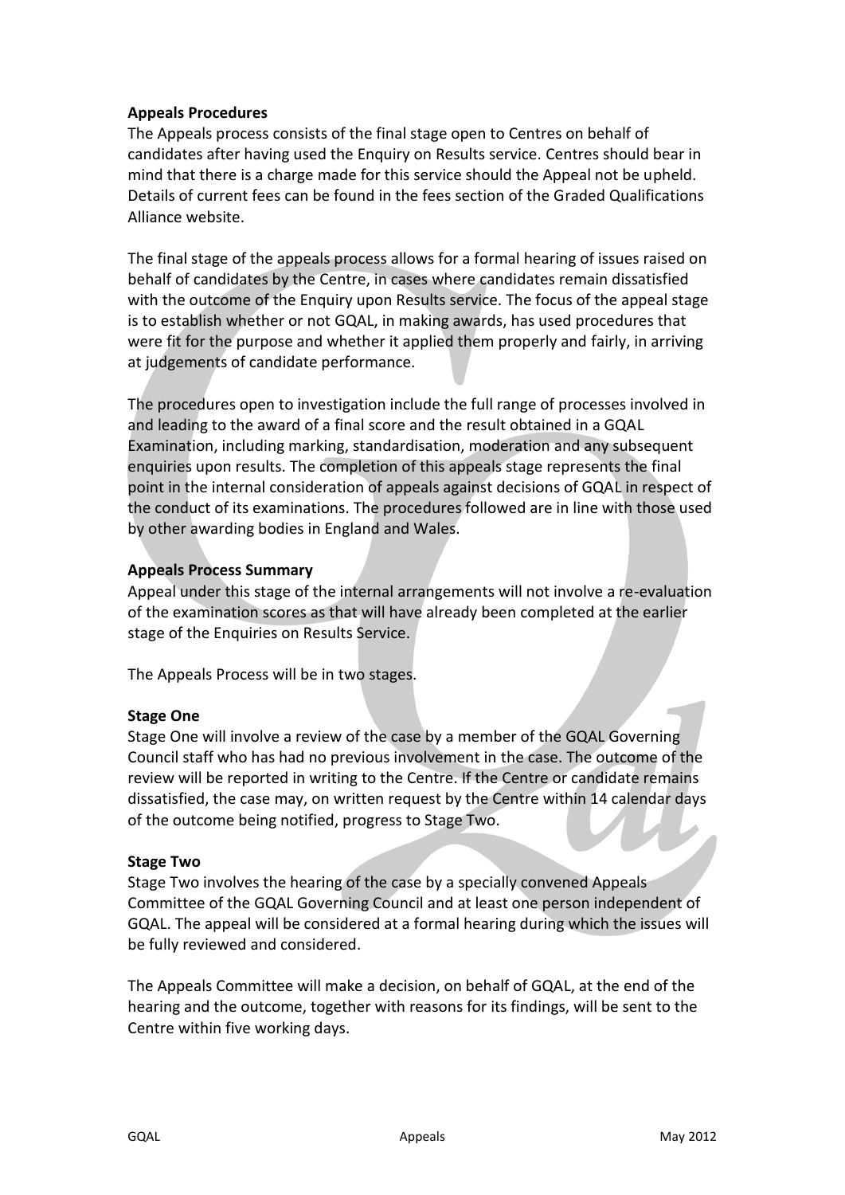## Appeals Procedures

The Appeals process consists of the final stage open to Centres on behalf of candidates after having used the Enquiry on Results service. Centres should bear in mind that there is a charge made for this service should the Appeal not be upheld. Details of current fees can be found in the fees section of the Graded Qualifications Alliance website.

The final stage of the appeals process allows for a formal hearing of issues raised on behalf of candidates by the Centre, in cases where candidates remain dissatisfied with the outcome of the Enquiry upon Results service. The focus of the appeal stage is to establish whether or not GQAL, in making awards, has used procedures that were fit for the purpose and whether it applied them properly and fairly, in arriving at judgements of candidate performance.

The procedures open to investigation include the full range of processes involved in and leading to the award of a final score and the result obtained in a GQAL Examination, including marking, standardisation, moderation and any subsequent enquiries upon results. The completion of this appeals stage represents the final point in the internal consideration of appeals against decisions of GQAL in respect of the conduct of its examinations. The procedures followed are in line with those used by other awarding bodies in England and Wales.

## Appeals Process Summary

Appeal under this stage of the internal arrangements will not involve a re-evaluation of the examination scores as that will have already been completed at the earlier stage of the Enquiries on Results Service.

The Appeals Process will be in two stages.

### Stage One

Stage One will involve a review of the case by a member of the GQAL Governing Council staff who has had no previous involvement in the case. The outcome of the review will be reported in writing to the Centre. If the Centre or candidate remains dissatisfied, the case may, on written request by the Centre within 14 calendar days of the outcome being notified, progress to Stage Two.

### Stage Two

Stage Two involves the hearing of the case by a specially convened Appeals Committee of the GQAL Governing Council and at least one person independent of GQAL. The appeal will be considered at a formal hearing during which the issues will be fully reviewed and considered.

The Appeals Committee will make a decision, on behalf of GQAL, at the end of the hearing and the outcome, together with reasons for its findings, will be sent to the Centre within five working days.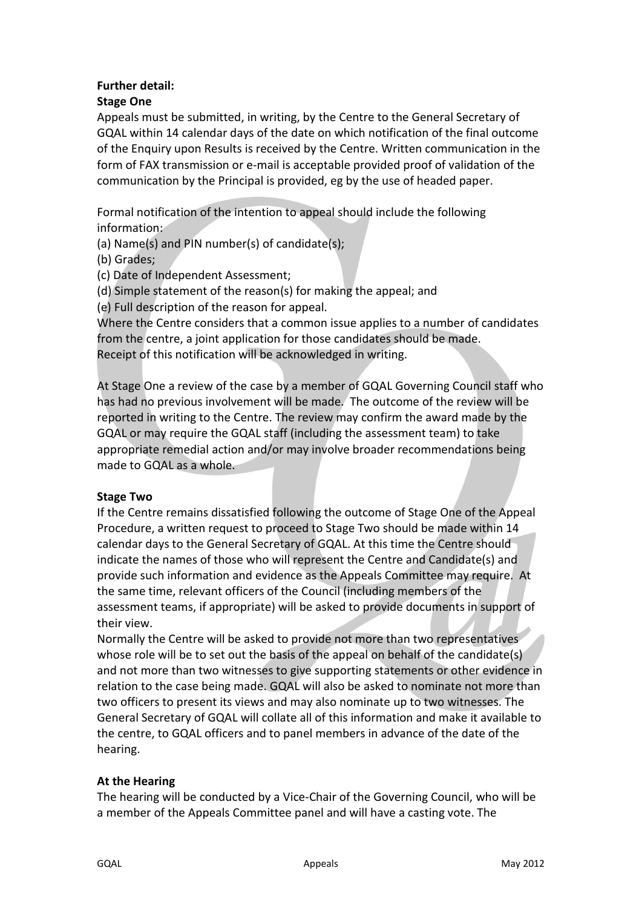**Further detail:**

**Stage One**

Appeals must be submitted, in writing, by the Centre to the General Secretary of GQAL within 14 calendar days of the date on which notification of the final outcome of the Enquiry upon Results is received by the Centre. Written communication in the form of FAX transmission or e-mail is acceptable provided proof of validation of the communication by the Principal is provided, eg by the use of headed paper.

Formal notification of the intention to appeal should include the following information:

(a) Name(s) and PIN number(s) of candidate(s);
(b) Grades;
(c) Date of Independent Assessment;
(d) Simple statement of the reason(s) for making the appeal; and
(e) Full description of the reason for appeal.

Where the Centre considers that a common issue applies to a number of candidates from the centre, a joint application for those candidates should be made.
Receipt of this notification will be acknowledged in writing.

At Stage One a review of the case by a member of GQAL Governing Council staff who has had no previous involvement will be made. The outcome of the review will be reported in writing to the Centre. The review may confirm the award made by the GQAL or may require the GQAL staff (including the assessment team) to take appropriate remedial action and/or may involve broader recommendations being made to GQAL as a whole.

**Stage Two**

If the Centre remains dissatisfied following the outcome of Stage One of the Appeal Procedure, a written request to proceed to Stage Two should be made within 14 calendar days to the General Secretary of GQAL. At this time the Centre should indicate the names of those who will represent the Centre and Candidate(s) and provide such information and evidence as the Appeals Committee may require. At the same time, relevant officers of the Council (including members of the assessment teams, if appropriate) will be asked to provide documents in support of their view.

Normally the Centre will be asked to provide not more than two representatives whose role will be to set out the basis of the appeal on behalf of the candidate(s) and not more than two witnesses to give supporting statements or other evidence in relation to the case being made. GQAL will also be asked to nominate not more than two officers to present its views and may also nominate up to two witnesses. The General Secretary of GQAL will collate all of this information and make it available to the centre, to GQAL officers and to panel members in advance of the date of the hearing.

**At the Hearing**

The hearing will be conducted by a Vice-Chair of the Governing Council, who will be a member of the Appeals Committee panel and will have a casting vote. The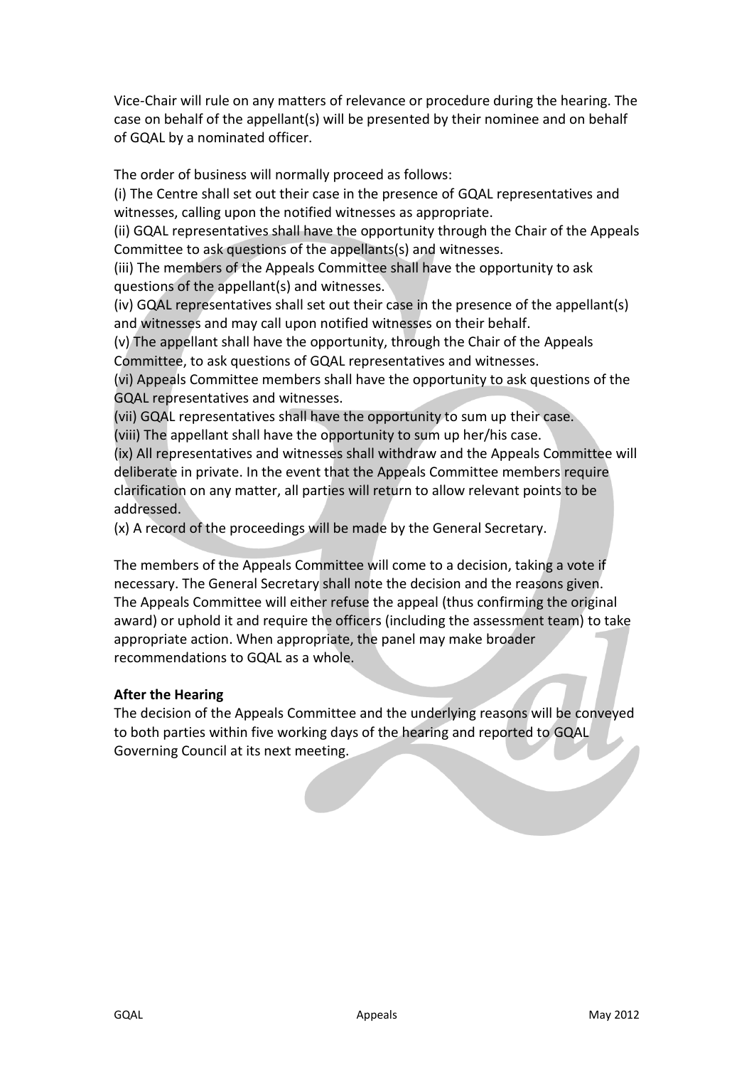Vice-Chair will rule on any matters of relevance or procedure during the hearing. The case on behalf of the appellant(s) will be presented by their nominee and on behalf of GQAL by a nominated officer.

The order of business will normally proceed as follows:

(i) The Centre shall set out their case in the presence of GQAL representatives and witnesses, calling upon the notified witnesses as appropriate.
(ii) GQAL representatives shall have the opportunity through the Chair of the Appeals Committee to ask questions of the appellants(s) and witnesses.
(iii) The members of the Appeals Committee shall have the opportunity to ask questions of the appellant(s) and witnesses.
(iv) GQAL representatives shall set out their case in the presence of the appellant(s) and witnesses and may call upon notified witnesses on their behalf.
(v) The appellant shall have the opportunity, through the Chair of the Appeals Committee, to ask questions of GQAL representatives and witnesses.
(vi) Appeals Committee members shall have the opportunity to ask questions of the GQAL representatives and witnesses.
(vii) GQAL representatives shall have the opportunity to sum up their case.
(viii) The appellant shall have the opportunity to sum up her/his case.
(ix) All representatives and witnesses shall withdraw and the Appeals Committee will deliberate in private. In the event that the Appeals Committee members require clarification on any matter, all parties will return to allow relevant points to be addressed.
(x) A record of the proceedings will be made by the General Secretary.

The members of the Appeals Committee will come to a decision, taking a vote if necessary. The General Secretary shall note the decision and the reasons given. The Appeals Committee will either refuse the appeal (thus confirming the original award) or uphold it and require the officers (including the assessment team) to take appropriate action. When appropriate, the panel may make broader recommendations to GQAL as a whole.

**After the Hearing**

The decision of the Appeals Committee and the underlying reasons will be conveyed to both parties within five working days of the hearing and reported to GQAL Governing Council at its next meeting.